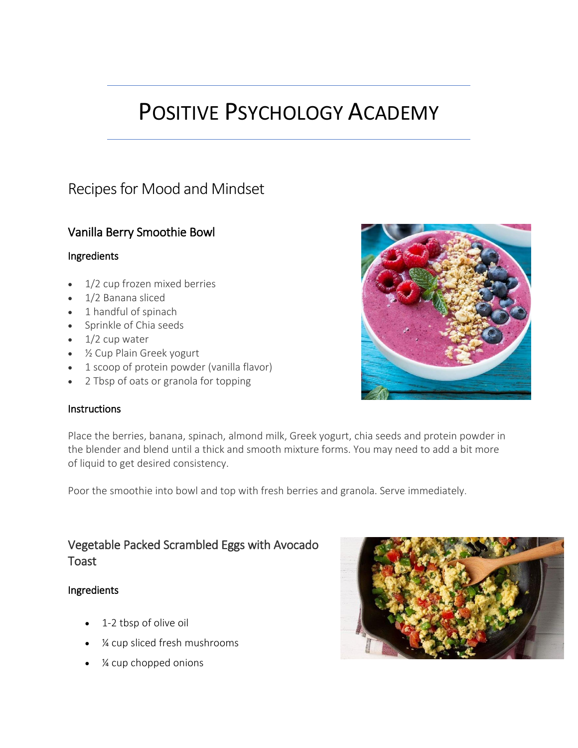# Positive Psychology Academy

## Recipes for Mood and Mindset

### Vanilla Berry Smoothie Bowl

#### Ingredients

- 1/2 cup frozen mixed berries
- 1/2 Banana sliced
- 1 handful of spinach
- Sprinkle of Chia seeds
- 1/2 cup water
- ½ Cup Plain Greek yogurt
- 1 scoop of protein powder (vanilla flavor)
- 2 Tbsp of oats or granola for topping

#### Instructions

Place the berries, banana, spinach, almond milk, Greek yogurt, chia seeds and protein powder in the blender and blend until a thick and smooth mixture forms. You may need to add a bit more of liquid to get desired consistency.

Poor the smoothie into bowl and top with fresh berries and granola. Serve immediately.

### Vegetable Packed Scrambled Eggs with Avocado Toast

#### Ingredients

- 1-2 tbsp of olive oil
- ¼ cup sliced fresh mushrooms
- ¼ cup chopped onions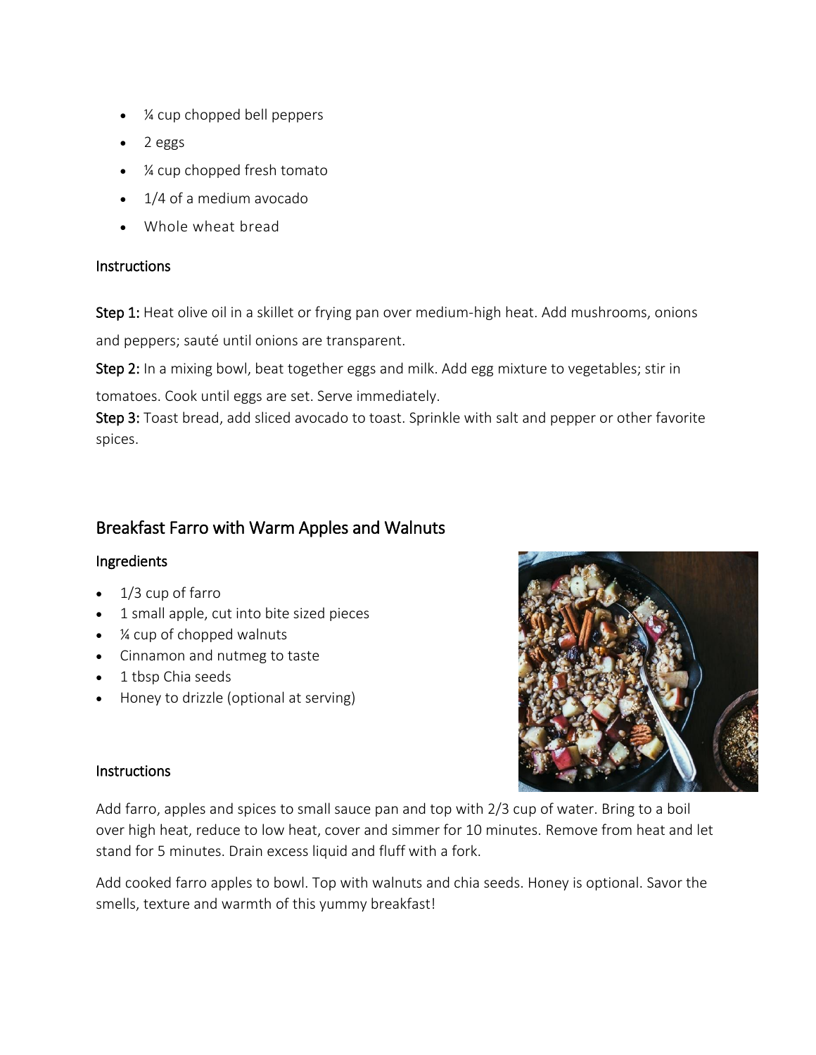- ¼ cup chopped bell peppers
- 2 eggs
- ¼ cup chopped fresh tomato
- 1/4 of a medium avocado
- Whole wheat bread

### Instructions

**Step 1:** Heat olive oil in a skillet or frying pan over medium-high heat. Add mushrooms, onions and peppers; sauté until onions are transparent.

**Step 2:** In a mixing bowl, beat together eggs and milk. Add egg mixture to vegetables; stir in tomatoes. Cook until eggs are set. Serve immediately.

**Step 3:** Toast bread, add sliced avocado to toast. Sprinkle with salt and pepper or other favorite spices.

## Breakfast Farro with Warm Apples and Walnuts

### Ingredients

- 1/3 cup of farro
- 1 small apple, cut into bite sized pieces
- ¼ cup of chopped walnuts
- Cinnamon and nutmeg to taste
- 1 tbsp Chia seeds
- Honey to drizzle (optional at serving)

### Instructions

Add farro, apples and spices to small sauce pan and top with 2/3 cup of water. Bring to a boil over high heat, reduce to low heat, cover and simmer for 10 minutes. Remove from heat and let stand for 5 minutes. Drain excess liquid and fluff with a fork.

Add cooked farro apples to bowl. Top with walnuts and chia seeds. Honey is optional. Savor the smells, texture and warmth of this yummy breakfast!